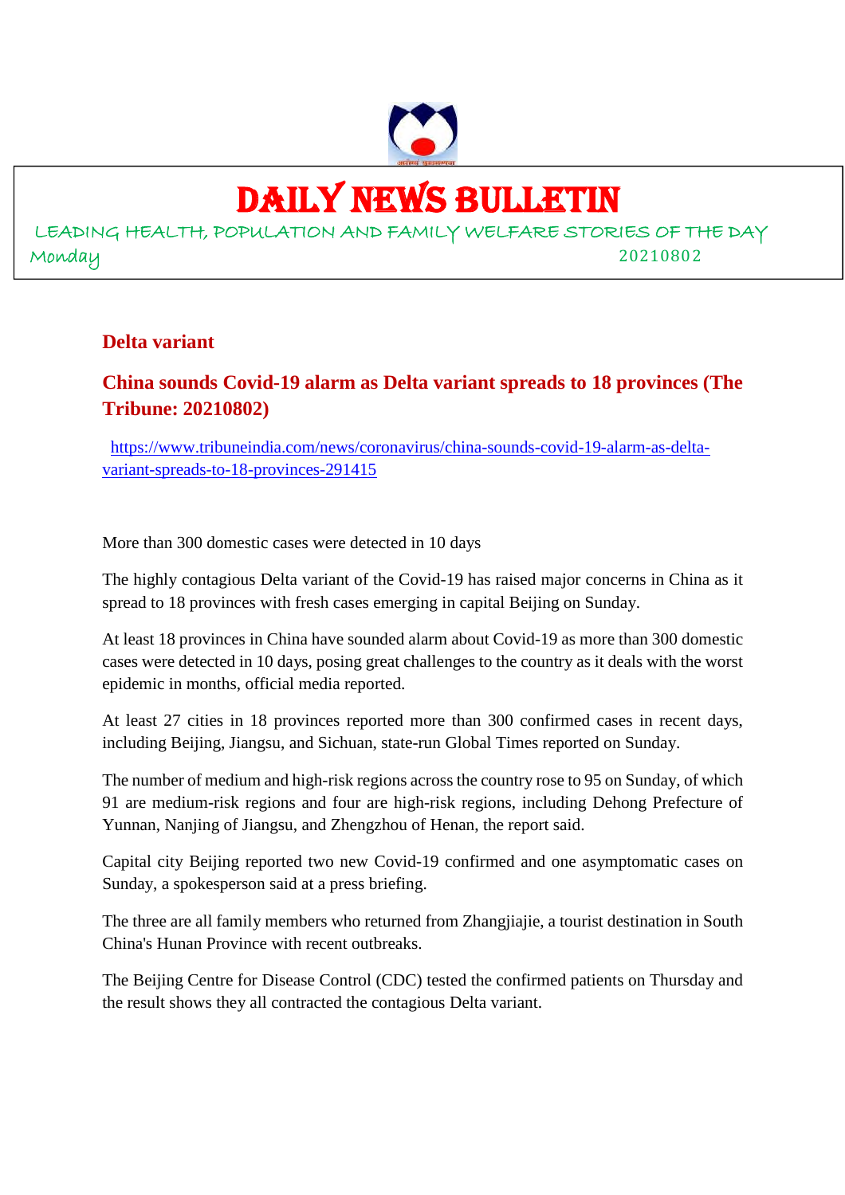# DAILY NEWS BULLETIN

LEADING HEALTH, POPULATION AND FAMILY WELFARE STORIES OF THE DAY

Monday 20210802

## Delta variant

### China sounds Covid-19 alarm as Delta variant spreads to 18 provinces (The Tribune: 20210802)

https://www.tribuneindia.com/news/coronavirus/china-sounds-covid-19-alarm-as-delta-variant-spreads-to-18-provinces-291415

More than 300 domestic cases were detected in 10 days

The highly contagious Delta variant of the Covid-19 has raised major concerns in China as it spread to 18 provinces with fresh cases emerging in capital Beijing on Sunday.

At least 18 provinces in China have sounded alarm about Covid-19 as more than 300 domestic cases were detected in 10 days, posing great challenges to the country as it deals with the worst epidemic in months, official media reported.

At least 27 cities in 18 provinces reported more than 300 confirmed cases in recent days, including Beijing, Jiangsu, and Sichuan, state-run Global Times reported on Sunday.

The number of medium and high-risk regions across the country rose to 95 on Sunday, of which 91 are medium-risk regions and four are high-risk regions, including Dehong Prefecture of Yunnan, Nanjing of Jiangsu, and Zhengzhou of Henan, the report said.

Capital city Beijing reported two new Covid-19 confirmed and one asymptomatic cases on Sunday, a spokesperson said at a press briefing.

The three are all family members who returned from Zhangjiajie, a tourist destination in South China's Hunan Province with recent outbreaks.

The Beijing Centre for Disease Control (CDC) tested the confirmed patients on Thursday and the result shows they all contracted the contagious Delta variant.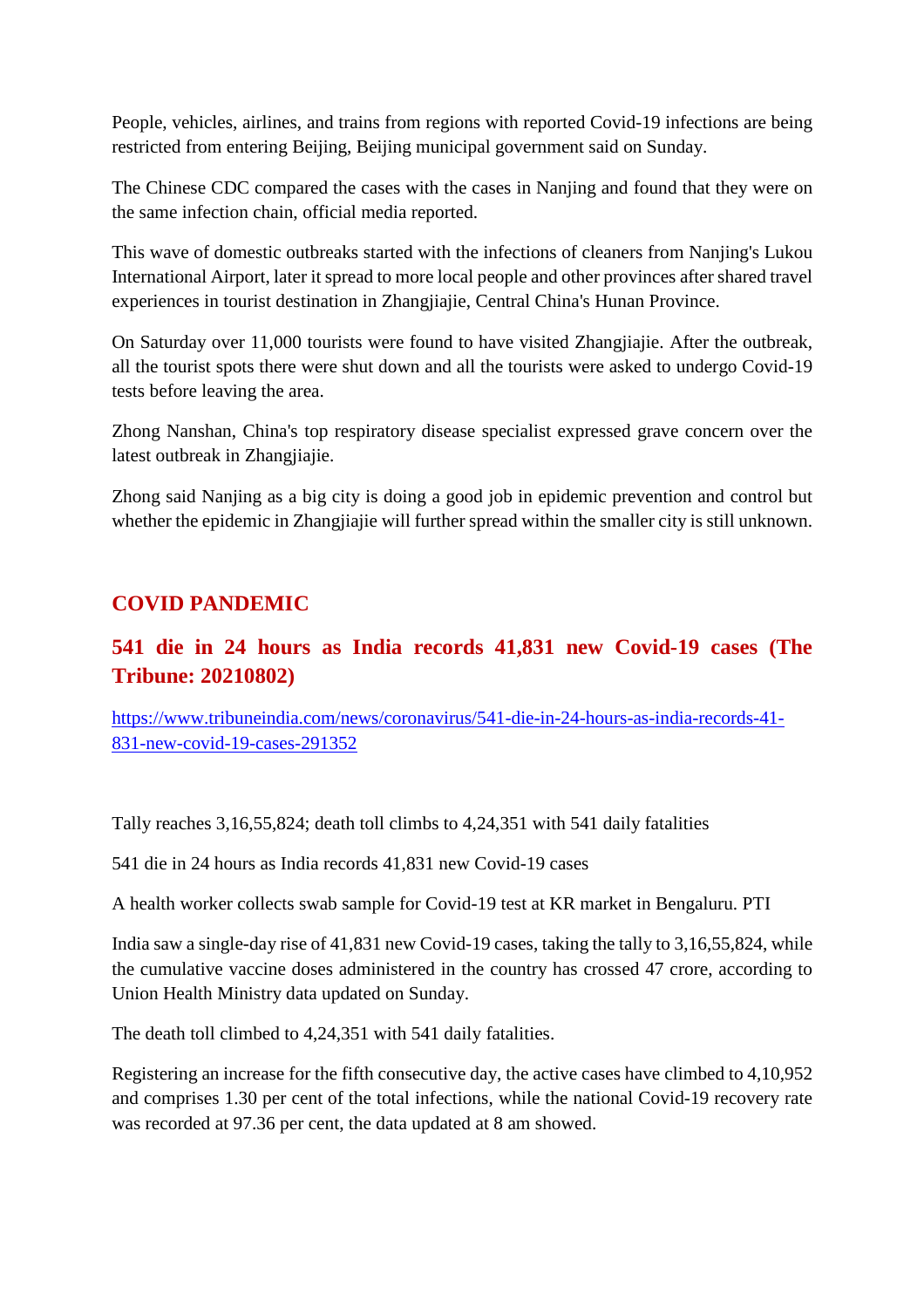People, vehicles, airlines, and trains from regions with reported Covid-19 infections are being restricted from entering Beijing, Beijing municipal government said on Sunday.

The Chinese CDC compared the cases with the cases in Nanjing and found that they were on the same infection chain, official media reported.

This wave of domestic outbreaks started with the infections of cleaners from Nanjing's Lukou International Airport, later it spread to more local people and other provinces after shared travel experiences in tourist destination in Zhangjiajie, Central China's Hunan Province.

On Saturday over 11,000 tourists were found to have visited Zhangjiajie. After the outbreak, all the tourist spots there were shut down and all the tourists were asked to undergo Covid-19 tests before leaving the area.

Zhong Nanshan, China's top respiratory disease specialist expressed grave concern over the latest outbreak in Zhangjiajie.

Zhong said Nanjing as a big city is doing a good job in epidemic prevention and control but whether the epidemic in Zhangjiajie will further spread within the smaller city is still unknown.

## COVID PANDEMIC

### 541 die in 24 hours as India records 41,831 new Covid-19 cases (The Tribune: 20210802)

https://www.tribuneindia.com/news/coronavirus/541-die-in-24-hours-as-india-records-41-831-new-covid-19-cases-291352

Tally reaches 3,16,55,824; death toll climbs to 4,24,351 with 541 daily fatalities

541 die in 24 hours as India records 41,831 new Covid-19 cases

A health worker collects swab sample for Covid-19 test at KR market in Bengaluru. PTI

India saw a single-day rise of 41,831 new Covid-19 cases, taking the tally to 3,16,55,824, while the cumulative vaccine doses administered in the country has crossed 47 crore, according to Union Health Ministry data updated on Sunday.

The death toll climbed to 4,24,351 with 541 daily fatalities.

Registering an increase for the fifth consecutive day, the active cases have climbed to 4,10,952 and comprises 1.30 per cent of the total infections, while the national Covid-19 recovery rate was recorded at 97.36 per cent, the data updated at 8 am showed.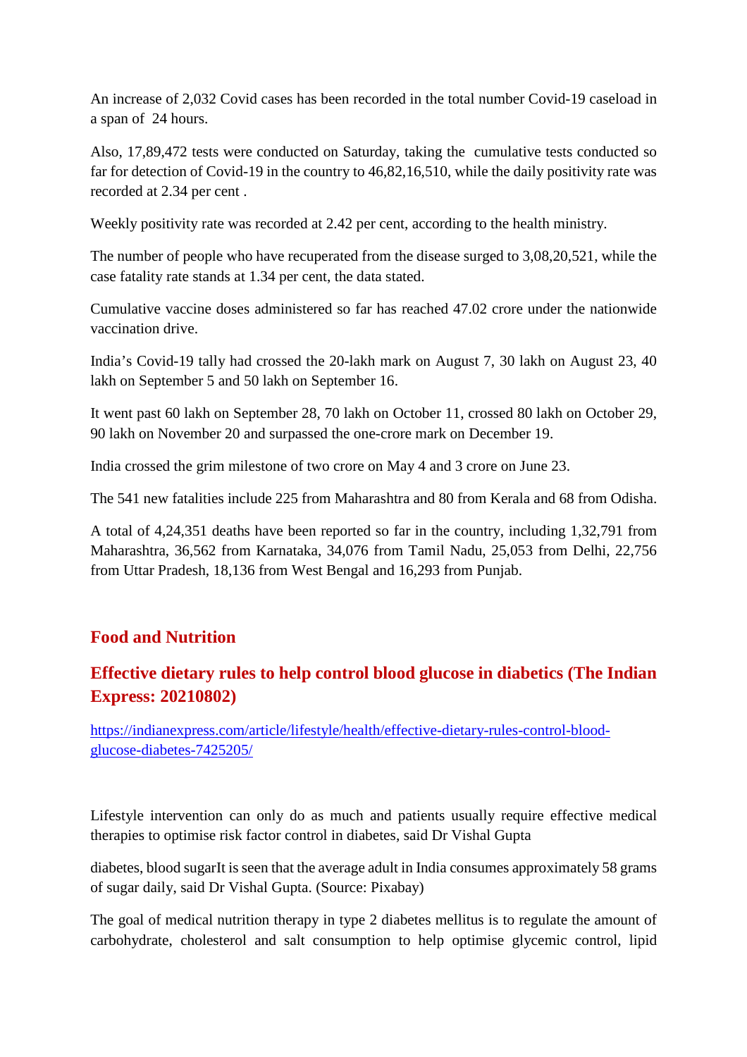An increase of 2,032 Covid cases has been recorded in the total number Covid-19 caseload in a span of 24 hours.

Also, 17,89,472 tests were conducted on Saturday, taking the cumulative tests conducted so far for detection of Covid-19 in the country to 46,82,16,510, while the daily positivity rate was recorded at 2.34 per cent .

Weekly positivity rate was recorded at 2.42 per cent, according to the health ministry.

The number of people who have recuperated from the disease surged to 3,08,20,521, while the case fatality rate stands at 1.34 per cent, the data stated.

Cumulative vaccine doses administered so far has reached 47.02 crore under the nationwide vaccination drive.

India's Covid-19 tally had crossed the 20-lakh mark on August 7, 30 lakh on August 23, 40 lakh on September 5 and 50 lakh on September 16.

It went past 60 lakh on September 28, 70 lakh on October 11, crossed 80 lakh on October 29, 90 lakh on November 20 and surpassed the one-crore mark on December 19.

India crossed the grim milestone of two crore on May 4 and 3 crore on June 23.

The 541 new fatalities include 225 from Maharashtra and 80 from Kerala and 68 from Odisha.

A total of 4,24,351 deaths have been reported so far in the country, including 1,32,791 from Maharashtra, 36,562 from Karnataka, 34,076 from Tamil Nadu, 25,053 from Delhi, 22,756 from Uttar Pradesh, 18,136 from West Bengal and 16,293 from Punjab.

## Food and Nutrition

### Effective dietary rules to help control blood glucose in diabetics (The Indian Express: 20210802)

https://indianexpress.com/article/lifestyle/health/effective-dietary-rules-control-blood-glucose-diabetes-7425205/

Lifestyle intervention can only do as much and patients usually require effective medical therapies to optimise risk factor control in diabetes, said Dr Vishal Gupta

diabetes, blood sugarIt is seen that the average adult in India consumes approximately 58 grams of sugar daily, said Dr Vishal Gupta. (Source: Pixabay)

The goal of medical nutrition therapy in type 2 diabetes mellitus is to regulate the amount of carbohydrate, cholesterol and salt consumption to help optimise glycemic control, lipid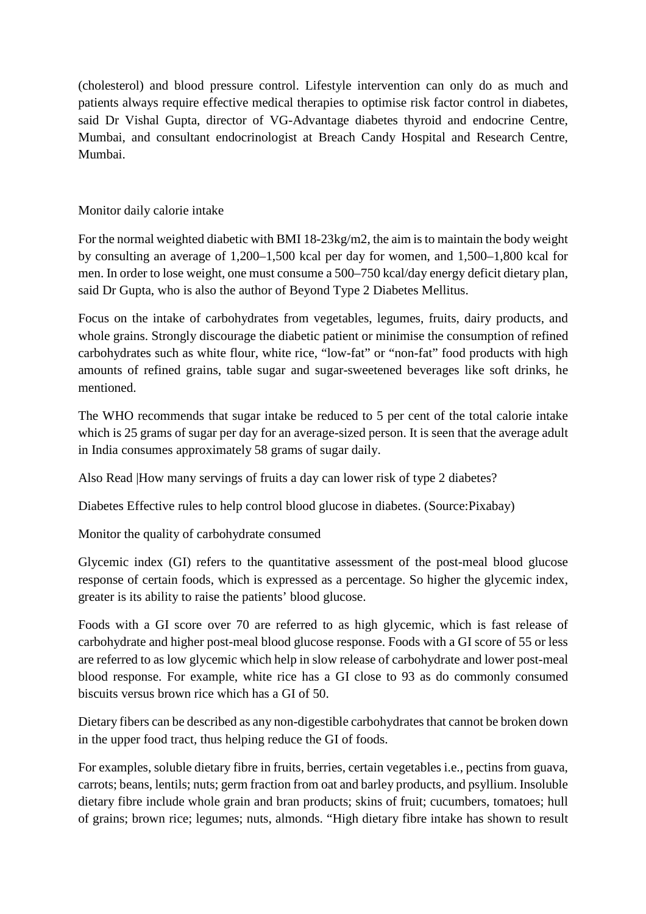(cholesterol) and blood pressure control. Lifestyle intervention can only do as much and patients always require effective medical therapies to optimise risk factor control in diabetes, said Dr Vishal Gupta, director of VG-Advantage diabetes thyroid and endocrine Centre, Mumbai, and consultant endocrinologist at Breach Candy Hospital and Research Centre, Mumbai.

Monitor daily calorie intake

For the normal weighted diabetic with BMI 18-23kg/m2, the aim is to maintain the body weight by consulting an average of 1,200–1,500 kcal per day for women, and 1,500–1,800 kcal for men. In order to lose weight, one must consume a 500–750 kcal/day energy deficit dietary plan, said Dr Gupta, who is also the author of Beyond Type 2 Diabetes Mellitus.

Focus on the intake of carbohydrates from vegetables, legumes, fruits, dairy products, and whole grains. Strongly discourage the diabetic patient or minimise the consumption of refined carbohydrates such as white flour, white rice, "low-fat" or "non-fat" food products with high amounts of refined grains, table sugar and sugar-sweetened beverages like soft drinks, he mentioned.

The WHO recommends that sugar intake be reduced to 5 per cent of the total calorie intake which is 25 grams of sugar per day for an average-sized person. It is seen that the average adult in India consumes approximately 58 grams of sugar daily.

Also Read |How many servings of fruits a day can lower risk of type 2 diabetes?

Diabetes Effective rules to help control blood glucose in diabetes. (Source:Pixabay)

Monitor the quality of carbohydrate consumed

Glycemic index (GI) refers to the quantitative assessment of the post-meal blood glucose response of certain foods, which is expressed as a percentage. So higher the glycemic index, greater is its ability to raise the patients' blood glucose.

Foods with a GI score over 70 are referred to as high glycemic, which is fast release of carbohydrate and higher post-meal blood glucose response. Foods with a GI score of 55 or less are referred to as low glycemic which help in slow release of carbohydrate and lower post-meal blood response. For example, white rice has a GI close to 93 as do commonly consumed biscuits versus brown rice which has a GI of 50.

Dietary fibers can be described as any non-digestible carbohydrates that cannot be broken down in the upper food tract, thus helping reduce the GI of foods.

For examples, soluble dietary fibre in fruits, berries, certain vegetables i.e., pectins from guava, carrots; beans, lentils; nuts; germ fraction from oat and barley products, and psyllium. Insoluble dietary fibre include whole grain and bran products; skins of fruit; cucumbers, tomatoes; hull of grains; brown rice; legumes; nuts, almonds. "High dietary fibre intake has shown to result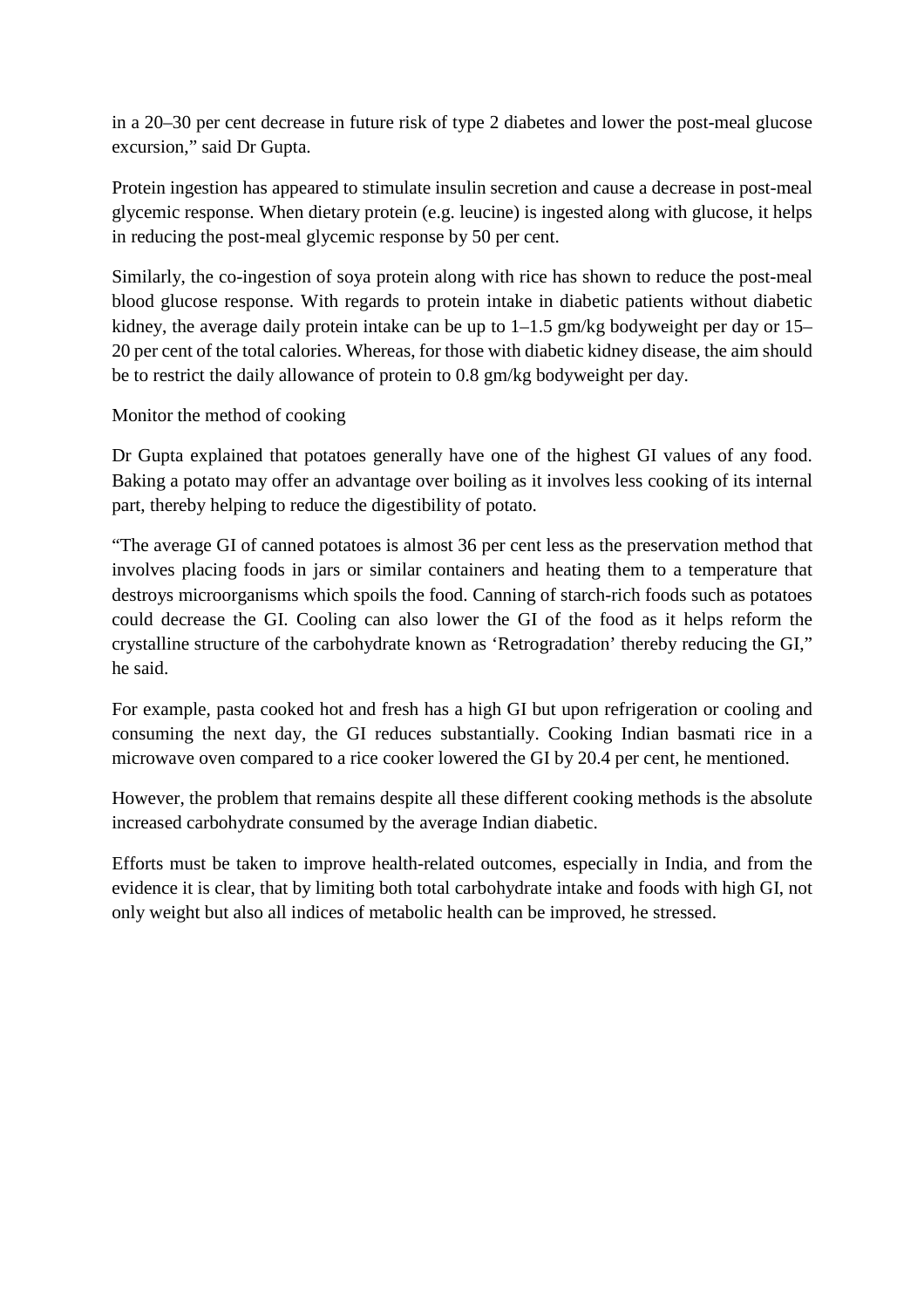in a 20–30 per cent decrease in future risk of type 2 diabetes and lower the post-meal glucose excursion," said Dr Gupta.

Protein ingestion has appeared to stimulate insulin secretion and cause a decrease in post-meal glycemic response. When dietary protein (e.g. leucine) is ingested along with glucose, it helps in reducing the post-meal glycemic response by 50 per cent.

Similarly, the co-ingestion of soya protein along with rice has shown to reduce the post-meal blood glucose response. With regards to protein intake in diabetic patients without diabetic kidney, the average daily protein intake can be up to 1–1.5 gm/kg bodyweight per day or 15–20 per cent of the total calories. Whereas, for those with diabetic kidney disease, the aim should be to restrict the daily allowance of protein to 0.8 gm/kg bodyweight per day.

Monitor the method of cooking

Dr Gupta explained that potatoes generally have one of the highest GI values of any food. Baking a potato may offer an advantage over boiling as it involves less cooking of its internal part, thereby helping to reduce the digestibility of potato.

"The average GI of canned potatoes is almost 36 per cent less as the preservation method that involves placing foods in jars or similar containers and heating them to a temperature that destroys microorganisms which spoils the food. Canning of starch-rich foods such as potatoes could decrease the GI. Cooling can also lower the GI of the food as it helps reform the crystalline structure of the carbohydrate known as 'Retrogradation' thereby reducing the GI," he said.

For example, pasta cooked hot and fresh has a high GI but upon refrigeration or cooling and consuming the next day, the GI reduces substantially. Cooking Indian basmati rice in a microwave oven compared to a rice cooker lowered the GI by 20.4 per cent, he mentioned.

However, the problem that remains despite all these different cooking methods is the absolute increased carbohydrate consumed by the average Indian diabetic.

Efforts must be taken to improve health-related outcomes, especially in India, and from the evidence it is clear, that by limiting both total carbohydrate intake and foods with high GI, not only weight but also all indices of metabolic health can be improved, he stressed.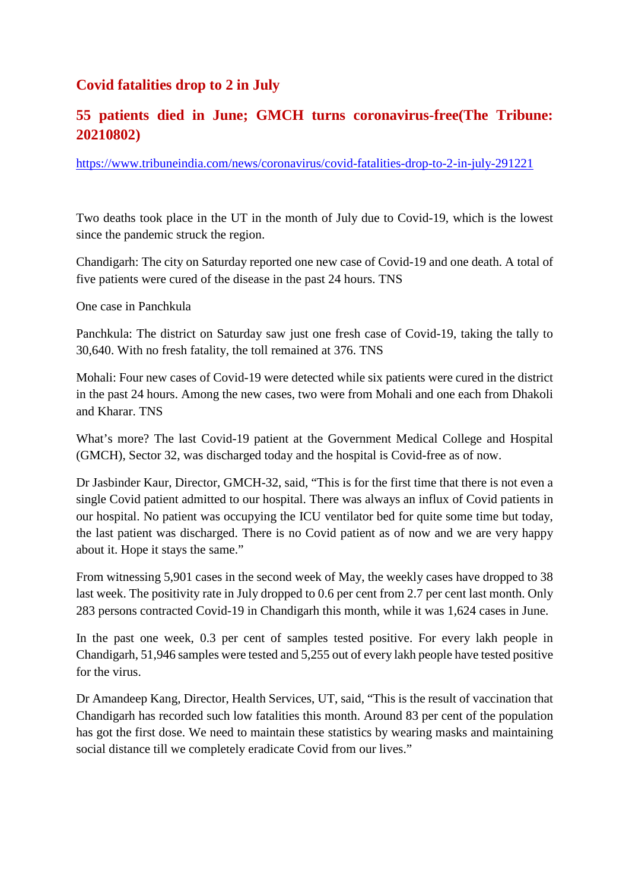## Covid fatalities drop to 2 in July

## 55 patients died in June; GMCH turns coronavirus-free(The Tribune: 20210802)

https://www.tribuneindia.com/news/coronavirus/covid-fatalities-drop-to-2-in-july-291221

Two deaths took place in the UT in the month of July due to Covid-19, which is the lowest since the pandemic struck the region.

Chandigarh: The city on Saturday reported one new case of Covid-19 and one death. A total of five patients were cured of the disease in the past 24 hours. TNS

One case in Panchkula

Panchkula: The district on Saturday saw just one fresh case of Covid-19, taking the tally to 30,640. With no fresh fatality, the toll remained at 376. TNS

Mohali: Four new cases of Covid-19 were detected while six patients were cured in the district in the past 24 hours. Among the new cases, two were from Mohali and one each from Dhakoli and Kharar. TNS

What's more? The last Covid-19 patient at the Government Medical College and Hospital (GMCH), Sector 32, was discharged today and the hospital is Covid-free as of now.

Dr Jasbinder Kaur, Director, GMCH-32, said, "This is for the first time that there is not even a single Covid patient admitted to our hospital. There was always an influx of Covid patients in our hospital. No patient was occupying the ICU ventilator bed for quite some time but today, the last patient was discharged. There is no Covid patient as of now and we are very happy about it. Hope it stays the same."

From witnessing 5,901 cases in the second week of May, the weekly cases have dropped to 38 last week. The positivity rate in July dropped to 0.6 per cent from 2.7 per cent last month. Only 283 persons contracted Covid-19 in Chandigarh this month, while it was 1,624 cases in June.

In the past one week, 0.3 per cent of samples tested positive. For every lakh people in Chandigarh, 51,946 samples were tested and 5,255 out of every lakh people have tested positive for the virus.

Dr Amandeep Kang, Director, Health Services, UT, said, "This is the result of vaccination that Chandigarh has recorded such low fatalities this month. Around 83 per cent of the population has got the first dose. We need to maintain these statistics by wearing masks and maintaining social distance till we completely eradicate Covid from our lives."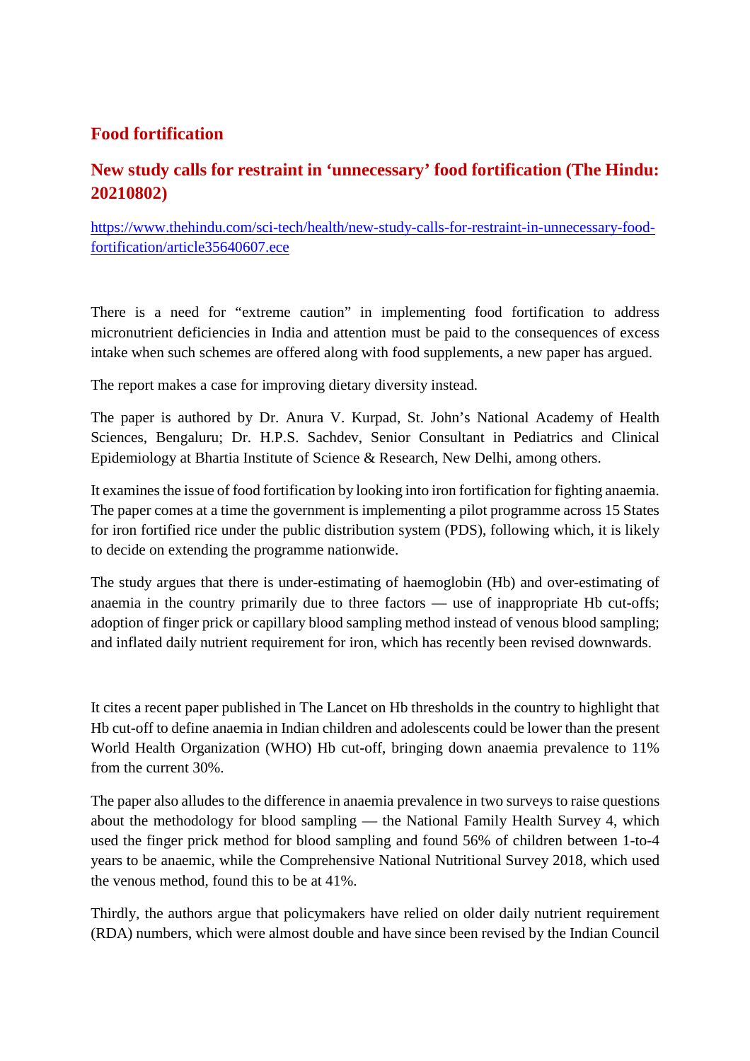## Food fortification

### New study calls for restraint in 'unnecessary' food fortification (The Hindu: 20210802)

https://www.thehindu.com/sci-tech/health/new-study-calls-for-restraint-in-unnecessary-food-fortification/article35640607.ece

There is a need for "extreme caution" in implementing food fortification to address micronutrient deficiencies in India and attention must be paid to the consequences of excess intake when such schemes are offered along with food supplements, a new paper has argued.

The report makes a case for improving dietary diversity instead.

The paper is authored by Dr. Anura V. Kurpad, St. John's National Academy of Health Sciences, Bengaluru; Dr. H.P.S. Sachdev, Senior Consultant in Pediatrics and Clinical Epidemiology at Bhartia Institute of Science & Research, New Delhi, among others.

It examines the issue of food fortification by looking into iron fortification for fighting anaemia. The paper comes at a time the government is implementing a pilot programme across 15 States for iron fortified rice under the public distribution system (PDS), following which, it is likely to decide on extending the programme nationwide.

The study argues that there is under-estimating of haemoglobin (Hb) and over-estimating of anaemia in the country primarily due to three factors — use of inappropriate Hb cut-offs; adoption of finger prick or capillary blood sampling method instead of venous blood sampling; and inflated daily nutrient requirement for iron, which has recently been revised downwards.

It cites a recent paper published in The Lancet on Hb thresholds in the country to highlight that Hb cut-off to define anaemia in Indian children and adolescents could be lower than the present World Health Organization (WHO) Hb cut-off, bringing down anaemia prevalence to 11% from the current 30%.

The paper also alludes to the difference in anaemia prevalence in two surveys to raise questions about the methodology for blood sampling — the National Family Health Survey 4, which used the finger prick method for blood sampling and found 56% of children between 1-to-4 years to be anaemic, while the Comprehensive National Nutritional Survey 2018, which used the venous method, found this to be at 41%.

Thirdly, the authors argue that policymakers have relied on older daily nutrient requirement (RDA) numbers, which were almost double and have since been revised by the Indian Council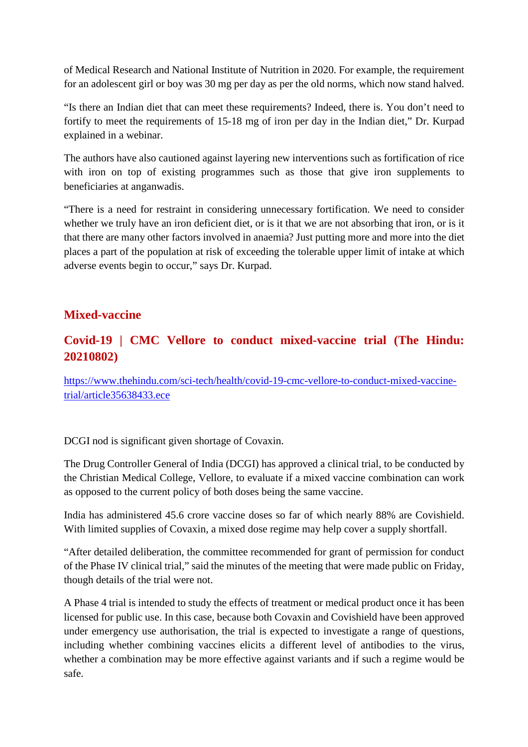of Medical Research and National Institute of Nutrition in 2020. For example, the requirement for an adolescent girl or boy was 30 mg per day as per the old norms, which now stand halved.

"Is there an Indian diet that can meet these requirements? Indeed, there is. You don't need to fortify to meet the requirements of 15-18 mg of iron per day in the Indian diet," Dr. Kurpad explained in a webinar.

The authors have also cautioned against layering new interventions such as fortification of rice with iron on top of existing programmes such as those that give iron supplements to beneficiaries at anganwadis.

"There is a need for restraint in considering unnecessary fortification. We need to consider whether we truly have an iron deficient diet, or is it that we are not absorbing that iron, or is it that there are many other factors involved in anaemia? Just putting more and more into the diet places a part of the population at risk of exceeding the tolerable upper limit of intake at which adverse events begin to occur," says Dr. Kurpad.

## Mixed-vaccine

### Covid-19 | CMC Vellore to conduct mixed-vaccine trial (The Hindu: 20210802)

https://www.thehindu.com/sci-tech/health/covid-19-cmc-vellore-to-conduct-mixed-vaccine-trial/article35638433.ece

DCGI nod is significant given shortage of Covaxin.

The Drug Controller General of India (DCGI) has approved a clinical trial, to be conducted by the Christian Medical College, Vellore, to evaluate if a mixed vaccine combination can work as opposed to the current policy of both doses being the same vaccine.

India has administered 45.6 crore vaccine doses so far of which nearly 88% are Covishield. With limited supplies of Covaxin, a mixed dose regime may help cover a supply shortfall.

"After detailed deliberation, the committee recommended for grant of permission for conduct of the Phase IV clinical trial," said the minutes of the meeting that were made public on Friday, though details of the trial were not.

A Phase 4 trial is intended to study the effects of treatment or medical product once it has been licensed for public use. In this case, because both Covaxin and Covishield have been approved under emergency use authorisation, the trial is expected to investigate a range of questions, including whether combining vaccines elicits a different level of antibodies to the virus, whether a combination may be more effective against variants and if such a regime would be safe.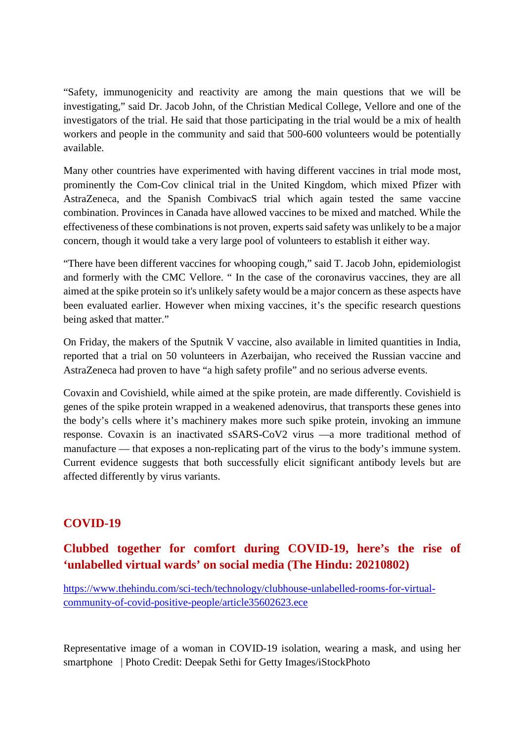“Safety, immunogenicity and reactivity are among the main questions that we will be investigating,” said Dr. Jacob John, of the Christian Medical College, Vellore and one of the investigators of the trial. He said that those participating in the trial would be a mix of health workers and people in the community and said that 500-600 volunteers would be potentially available.

Many other countries have experimented with having different vaccines in trial mode most, prominently the Com-Cov clinical trial in the United Kingdom, which mixed Pfizer with AstraZeneca, and the Spanish CombivacS trial which again tested the same vaccine combination. Provinces in Canada have allowed vaccines to be mixed and matched. While the effectiveness of these combinations is not proven, experts said safety was unlikely to be a major concern, though it would take a very large pool of volunteers to establish it either way.

“There have been different vaccines for whooping cough,” said T. Jacob John, epidemiologist and formerly with the CMC Vellore. “ In the case of the coronavirus vaccines, they are all aimed at the spike protein so it's unlikely safety would be a major concern as these aspects have been evaluated earlier. However when mixing vaccines, it’s the specific research questions being asked that matter.”

On Friday, the makers of the Sputnik V vaccine, also available in limited quantities in India, reported that a trial on 50 volunteers in Azerbaijan, who received the Russian vaccine and AstraZeneca had proven to have “a high safety profile” and no serious adverse events.

Covaxin and Covishield, while aimed at the spike protein, are made differently. Covishield is genes of the spike protein wrapped in a weakened adenovirus, that transports these genes into the body’s cells where it’s machinery makes more such spike protein, invoking an immune response. Covaxin is an inactivated sSARS-CoV2 virus —a more traditional method of manufacture — that exposes a non-replicating part of the virus to the body’s immune system. Current evidence suggests that both successfully elicit significant antibody levels but are affected differently by virus variants.

## COVID-19

## Clubbed together for comfort during COVID-19, here’s the rise of ‘unlabelled virtual wards’ on social media (The Hindu: 20210802)

https://www.thehindu.com/sci-tech/technology/clubhouse-unlabelled-rooms-for-virtual-community-of-covid-positive-people/article35602623.ece

Representative image of a woman in COVID-19 isolation, wearing a mask, and using her smartphone | Photo Credit: Deepak Sethi for Getty Images/iStockPhoto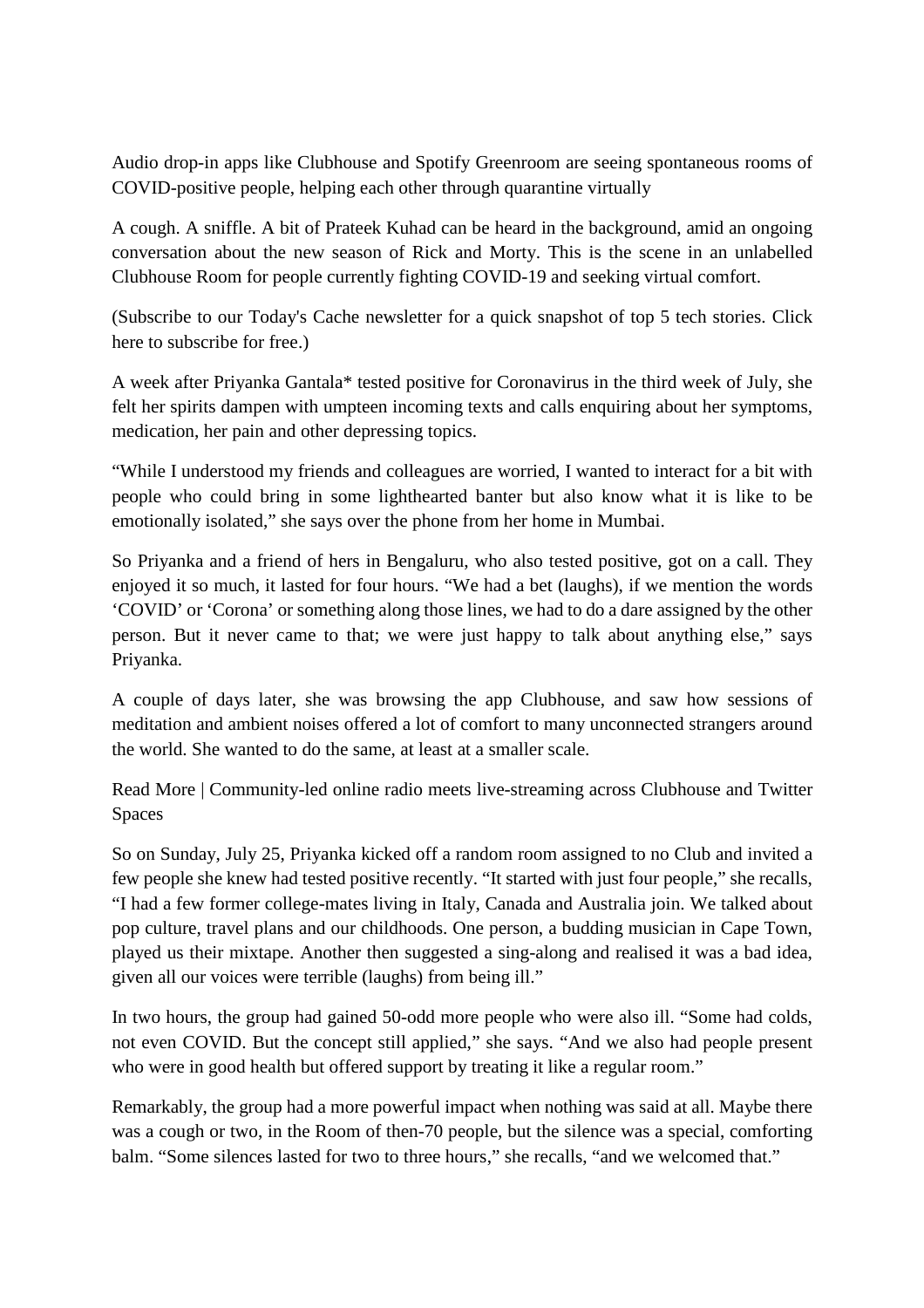Audio drop-in apps like Clubhouse and Spotify Greenroom are seeing spontaneous rooms of COVID-positive people, helping each other through quarantine virtually

A cough. A sniffle. A bit of Prateek Kuhad can be heard in the background, amid an ongoing conversation about the new season of Rick and Morty. This is the scene in an unlabelled Clubhouse Room for people currently fighting COVID-19 and seeking virtual comfort.

(Subscribe to our Today's Cache newsletter for a quick snapshot of top 5 tech stories. Click here to subscribe for free.)

A week after Priyanka Gantala* tested positive for Coronavirus in the third week of July, she felt her spirits dampen with umpteen incoming texts and calls enquiring about her symptoms, medication, her pain and other depressing topics.

"While I understood my friends and colleagues are worried, I wanted to interact for a bit with people who could bring in some lighthearted banter but also know what it is like to be emotionally isolated," she says over the phone from her home in Mumbai.

So Priyanka and a friend of hers in Bengaluru, who also tested positive, got on a call. They enjoyed it so much, it lasted for four hours. "We had a bet (laughs), if we mention the words 'COVID' or 'Corona' or something along those lines, we had to do a dare assigned by the other person. But it never came to that; we were just happy to talk about anything else," says Priyanka.

A couple of days later, she was browsing the app Clubhouse, and saw how sessions of meditation and ambient noises offered a lot of comfort to many unconnected strangers around the world. She wanted to do the same, at least at a smaller scale.

Read More | Community-led online radio meets live-streaming across Clubhouse and Twitter Spaces

So on Sunday, July 25, Priyanka kicked off a random room assigned to no Club and invited a few people she knew had tested positive recently. "It started with just four people," she recalls, "I had a few former college-mates living in Italy, Canada and Australia join. We talked about pop culture, travel plans and our childhoods. One person, a budding musician in Cape Town, played us their mixtape. Another then suggested a sing-along and realised it was a bad idea, given all our voices were terrible (laughs) from being ill."

In two hours, the group had gained 50-odd more people who were also ill. "Some had colds, not even COVID. But the concept still applied," she says. "And we also had people present who were in good health but offered support by treating it like a regular room."

Remarkably, the group had a more powerful impact when nothing was said at all. Maybe there was a cough or two, in the Room of then-70 people, but the silence was a special, comforting balm. "Some silences lasted for two to three hours," she recalls, "and we welcomed that."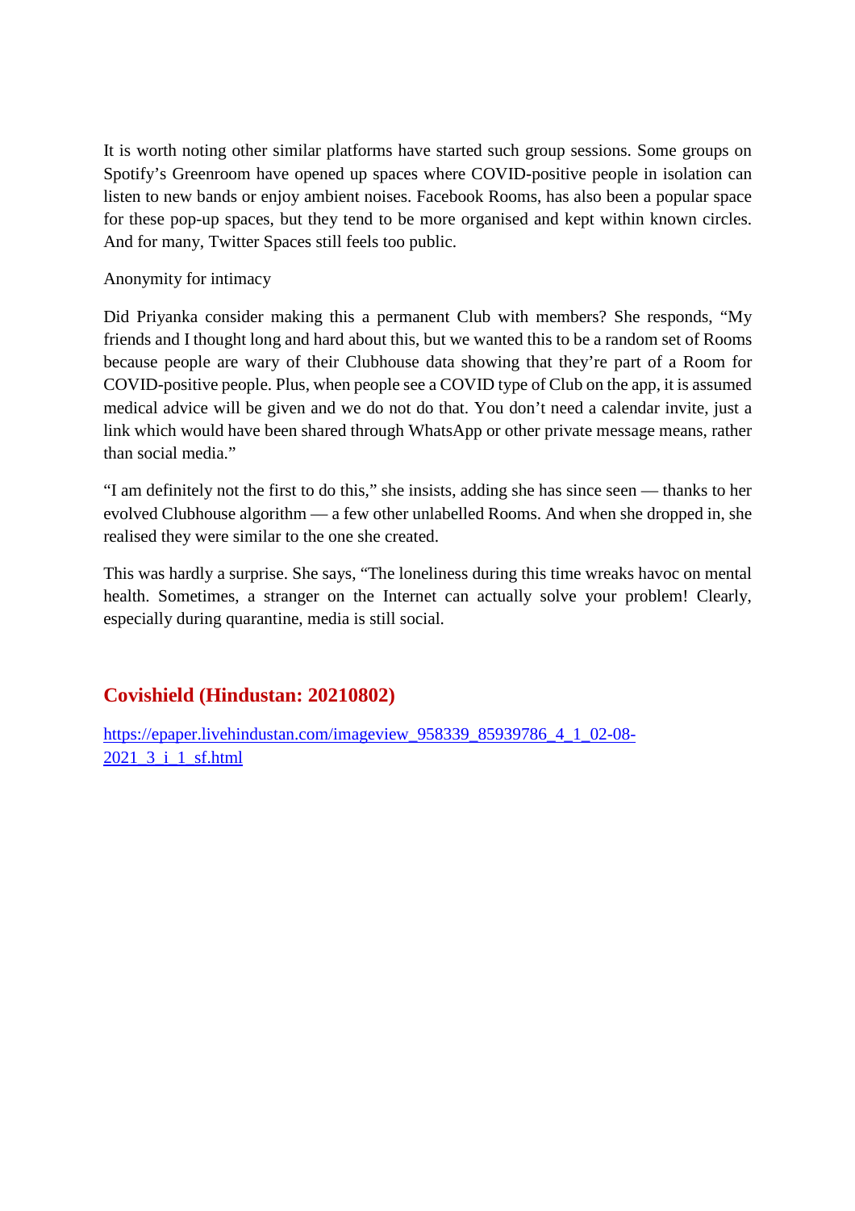It is worth noting other similar platforms have started such group sessions. Some groups on Spotify's Greenroom have opened up spaces where COVID-positive people in isolation can listen to new bands or enjoy ambient noises. Facebook Rooms, has also been a popular space for these pop-up spaces, but they tend to be more organised and kept within known circles. And for many, Twitter Spaces still feels too public.

Anonymity for intimacy

Did Priyanka consider making this a permanent Club with members? She responds, "My friends and I thought long and hard about this, but we wanted this to be a random set of Rooms because people are wary of their Clubhouse data showing that they're part of a Room for COVID-positive people. Plus, when people see a COVID type of Club on the app, it is assumed medical advice will be given and we do not do that. You don't need a calendar invite, just a link which would have been shared through WhatsApp or other private message means, rather than social media."

"I am definitely not the first to do this," she insists, adding she has since seen — thanks to her evolved Clubhouse algorithm — a few other unlabelled Rooms. And when she dropped in, she realised they were similar to the one she created.

This was hardly a surprise. She says, "The loneliness during this time wreaks havoc on mental health. Sometimes, a stranger on the Internet can actually solve your problem! Clearly, especially during quarantine, media is still social.

## Covishield (Hindustan: 20210802)

[https://epaper.livehindustan.com/imageview_958339_85939786_4_1_02-08-2021_3_i_1_sf.html](https://epaper.livehindustan.com/imageview_958339_85939786_4_1_02-08-2021_3_i_1_sf.html)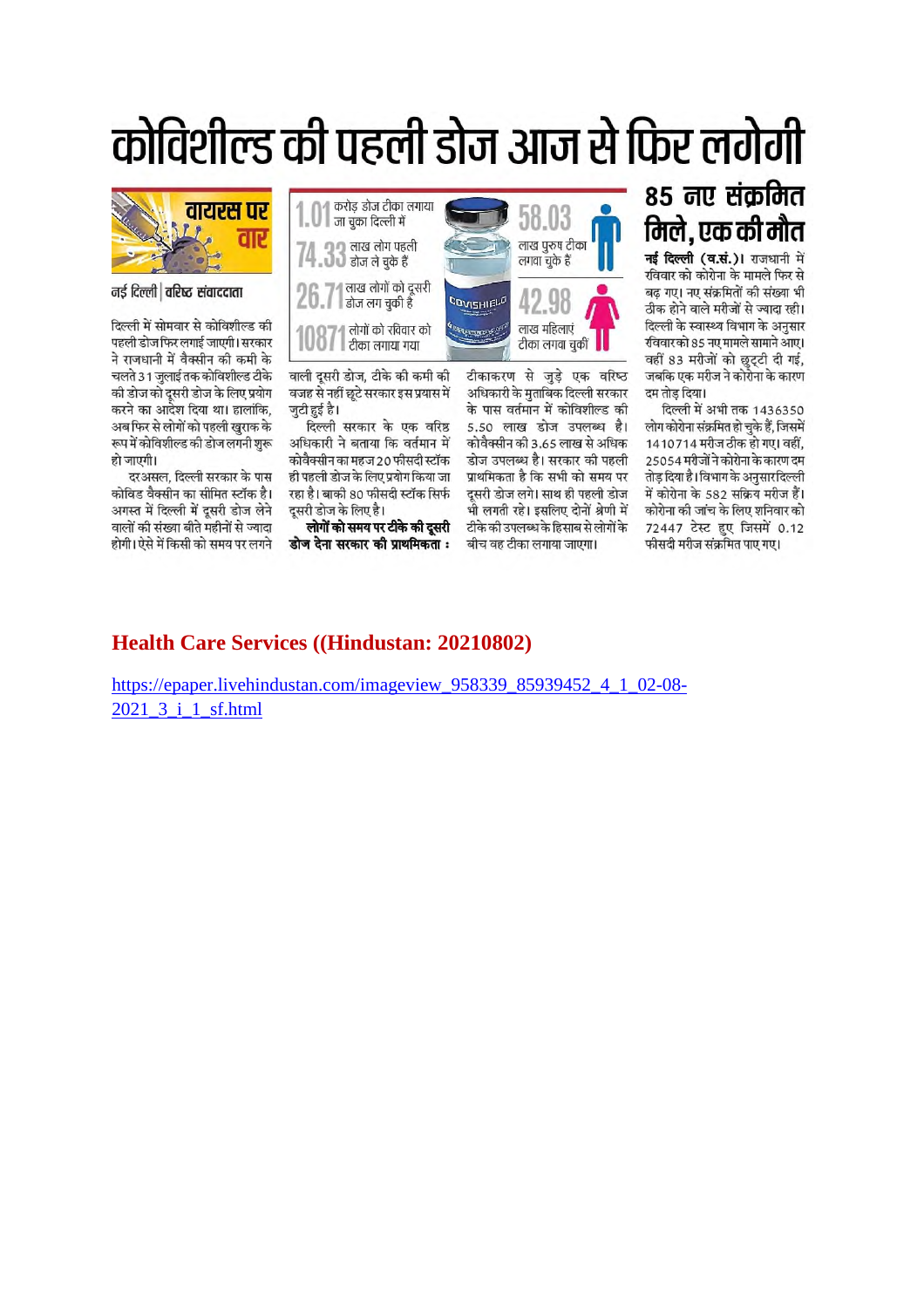# कोविशील्ड की पहली डोज आज से फिर लगेगी

वायरस पर वार

नई दिल्ली | वरिष्ठ संवाददाता

दिल्ली में सोमवार से कोविशील्ड की पहली डोज फिर लगाई जाएगी। सरकार ने राजधानी में वैक्सीन की कमी के चलते 31 जुलाई तक कोविशील्ड टीके की डोज को दूसरी डोज के लिए प्रयोग करने का आदेश दिया था। हालांकि, अब फिर से लोगों को पहली खुराक के रूप में कोविशील्ड की डोज लगनी शुरू हो जाएगी।

दरअसल, दिल्ली सरकार के पास कोविड वैक्सीन का सीमित स्टॉक है। अगस्त में दिल्ली में दूसरी डोज लेने वालों की संख्या बीते महीनों से ज्यादा होगी। ऐसे में किसी को समय पर लगने वाली दूसरी डोज, टीके की कमी की वजह से नहीं छूटे सरकार इस प्रयास में जुटी हुई है।

दिल्ली सरकार के एक वरिष्ठ अधिकारी ने बताया कि वर्तमान में कोवैक्सीन का महज 20 फीसदी स्टॉक ही पहली डोज के लिए प्रयोग किया जा रहा है। बाकी 80 फीसदी स्टॉक सिर्फ दूसरी डोज के लिए है।

**लोगों को समय पर टीके की दूसरी डोज देना सरकार की प्राथमिकता :** टीकाकरण से जुड़े एक वरिष्ठ अधिकारी के मुताबिक दिल्ली सरकार के पास वर्तमान में कोविशील्ड की 5.50 लाख डोज उपलब्ध है। कोवैक्सीन की 3.65 लाख से अधिक डोज उपलब्ध है। सरकार की पहली प्राथमिकता है कि सभी को समय पर दूसरी डोज लगे। साथ ही पहली डोज भी लगती रहे। इसलिए दोनों श्रेणी में टीके की उपलब्धता के हिसाब से लोगों के बीच वह टीका लगाया जाएगा।

- **1.01** करोड़ डोज टीका लगाया जा चुका दिल्ली में
- **74.33** लाख लोग पहली डोज ले चुके हैं
- **26.71** लाख लोगों को दूसरी डोज लग चुकी है
- **10871** लोगों को रविवार को टीका लगाया गया
- **58.03** लाख पुरुष टीका लगवा चुके हैं
- **42.98** लाख महिलाएं टीका लगवा चुकीं

## 85 नए संक्रमित मिले, एक की मौत

**नई दिल्ली (व.सं.)।** राजधानी में रविवार को कोरोना के मामले फिर से बढ़ गए। नए संक्रमितों की संख्या भी ठीक होने वाले मरीजों से ज्यादा रही। दिल्ली के स्वास्थ्य विभाग के अनुसार रविवार को 85 नए मामले सामने आए। वहीं 83 मरीजों को छुट्टी दी गई, जबकि एक मरीज ने कोरोना के कारण दम तोड़ दिया।

दिल्ली में अभी तक 1436350 लोग कोरोना संक्रमित हो चुके हैं, जिसमें 1410714 मरीज ठीक हो गए। वहीं, 25054 मरीजों ने कोरोना के कारण दम तोड़ दिया है। विभाग के अनुसार दिल्ली में कोरोना के 582 सक्रिय मरीज हैं। कोरोना की जांच के लिए शनिवार को 72447 टेस्ट हुए जिसमें 0.12 फीसदी मरीज संक्रमित पाए गए।

## Health Care Services ((Hindustan: 20210802)

https://epaper.livehindustan.com/imageview_958339_85939452_4_1_02-08-2021_3_i_1_sf.html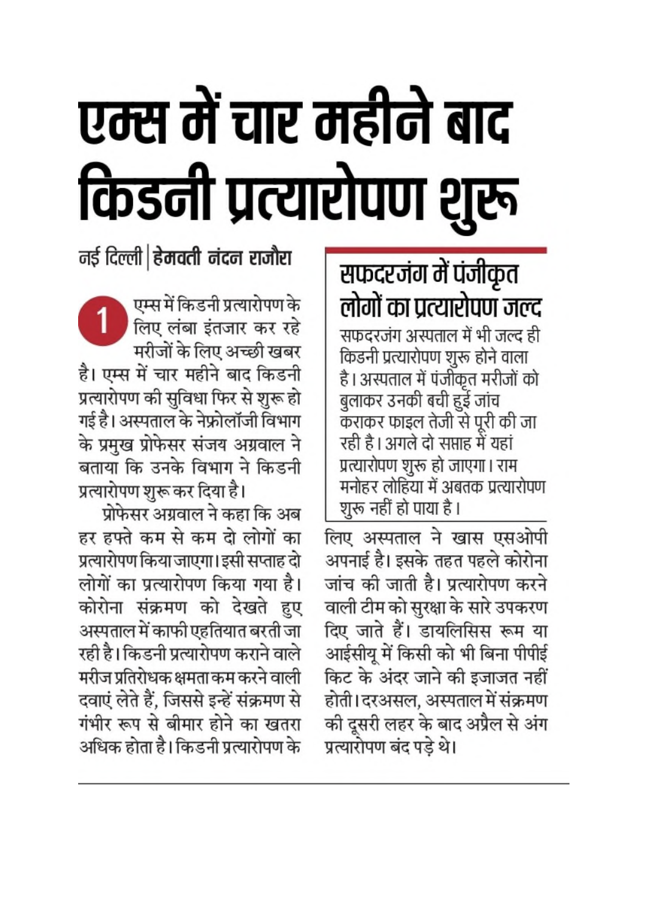# एम्स में चार महीने बाद किडनी प्रत्यारोपण शुरू

नई दिल्ली | **हेमवती नंदन राजौरा**

1 एम्स में किडनी प्रत्यारोपण के लिए लंबा इंतजार कर रहे मरीजों के लिए अच्छी खबर है। एम्स में चार महीने बाद किडनी प्रत्यारोपण की सुविधा फिर से शुरू हो गई है। अस्पताल के नेफ्रोलॉजी विभाग के प्रमुख प्रोफेसर संजय अग्रवाल ने बताया कि उनके विभाग ने किडनी प्रत्यारोपण शुरू कर दिया है।

प्रोफेसर अग्रवाल ने कहा कि अब हर हफ्ते कम से कम दो लोगों का प्रत्यारोपण किया जाएगा। इसी सप्ताह दो लोगों का प्रत्यारोपण किया गया है। कोरोना संक्रमण को देखते हुए अस्पताल में काफी एहतियात बरती जा रही है। किडनी प्रत्यारोपण कराने वाले मरीज प्रतिरोधक क्षमता कम करने वाली दवाएं लेते हैं, जिससे इन्हें संक्रमण से गंभीर रूप से बीमार होने का खतरा अधिक होता है। किडनी प्रत्यारोपण के लिए अस्पताल ने खास एसओपी अपनाई है। इसके तहत पहले कोरोना जांच की जाती है। प्रत्यारोपण करने वाली टीम को सुरक्षा के सारे उपकरण दिए जाते हैं। डायलिसिस रूम या आईसीयू में किसी को भी बिना पीपीई किट के अंदर जाने की इजाजत नहीं होती। दरअसल, अस्पताल में संक्रमण की दूसरी लहर के बाद अप्रैल से अंग प्रत्यारोपण बंद पड़े थे।

## सफदरजंग में पंजीकृत लोगों का प्रत्यारोपण जल्द

सफदरजंग अस्पताल में भी जल्द ही किडनी प्रत्यारोपण शुरू होने वाला है। अस्पताल में पंजीकृत मरीजों को बुलाकर उनकी बची हुई जांच कराकर फाइल तेजी से पूरी की जा रही है। अगले दो सप्ताह में यहां प्रत्यारोपण शुरू हो जाएगा। राम मनोहर लोहिया में अबतक प्रत्यारोपण शुरू नहीं हो पाया है।